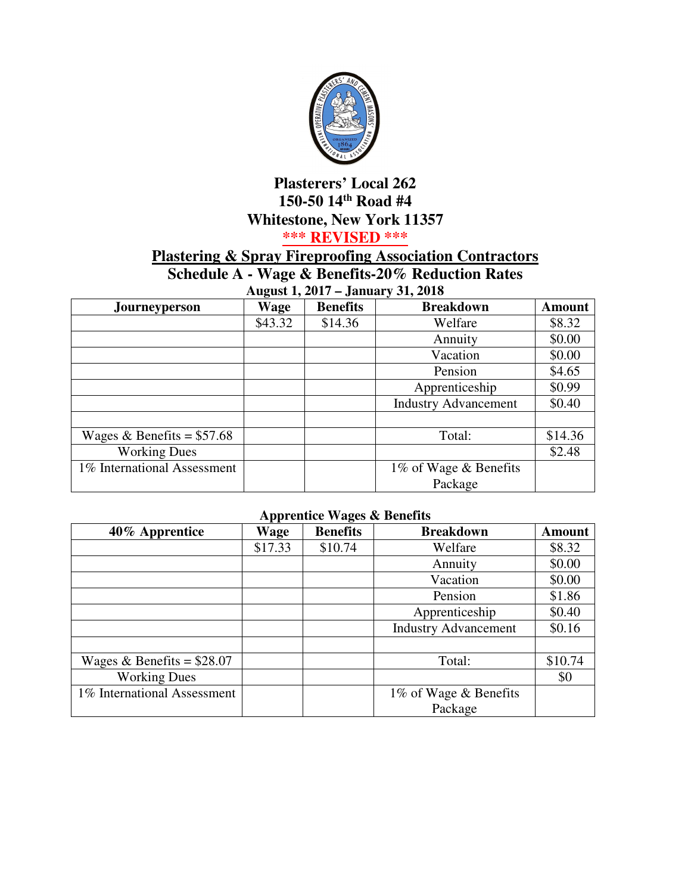# Plasterers' Local 262

## 150-50 14th Road #4

## Whitestone, New York 11357

**\*\*\* REVISED \*\*\***

## Plastering & Spray Fireproofing Association Contractors

## Schedule A - Wage & Benefits-20% Reduction Rates

**August 1, 2017 – January 31, 2018**

| Journeyperson | Wage | Benefits | Breakdown | Amount |
|---|---|---|---|---|
| | $43.32 | $14.36 | Welfare | $8.32 |
| | | | Annuity | $0.00 |
| | | | Vacation | $0.00 |
| | | | Pension | $4.65 |
| | | | Apprenticeship | $0.99 |
| | | | Industry Advancement | $0.40 |
| | | | | |
| Wages & Benefits = $57.68 | | | Total: | $14.36 |
| Working Dues | | | | $2.48 |
| 1% International Assessment | | | 1% of Wage & Benefits Package | |

**Apprentice Wages & Benefits**

| 40% Apprentice | Wage | Benefits | Breakdown | Amount |
|---|---|---|---|---|
| | $17.33 | $10.74 | Welfare | $8.32 |
| | | | Annuity | $0.00 |
| | | | Vacation | $0.00 |
| | | | Pension | $1.86 |
| | | | Apprenticeship | $0.40 |
| | | | Industry Advancement | $0.16 |
| | | | | |
| Wages & Benefits = $28.07 | | | Total: | $10.74 |
| Working Dues | | | | $0 |
| 1% International Assessment | | | 1% of Wage & Benefits Package | |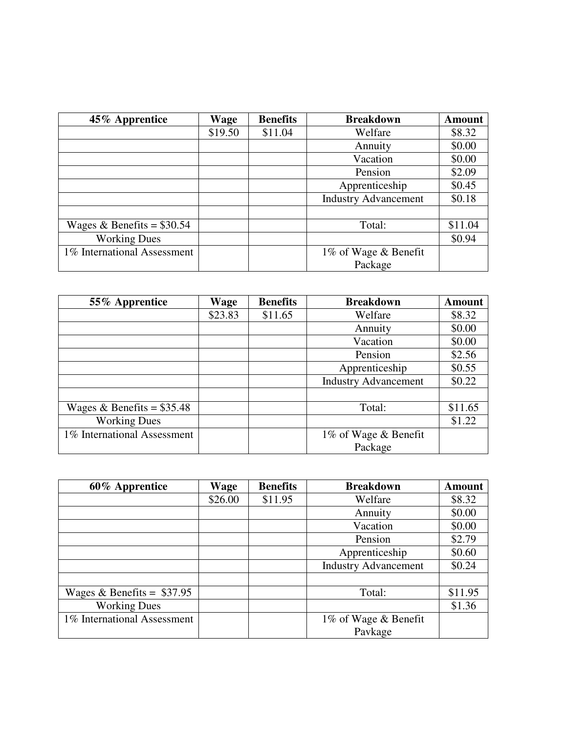| 45% Apprentice | Wage | Benefits | Breakdown | Amount |
|---|---|---|---|---|
| | $19.50 | $11.04 | Welfare | $8.32 |
| | | | Annuity | $0.00 |
| | | | Vacation | $0.00 |
| | | | Pension | $2.09 |
| | | | Apprenticeship | $0.45 |
| | | | Industry Advancement | $0.18 |
| | | | | |
| Wages & Benefits = $30.54 | | | Total: | $11.04 |
| Working Dues | | | | $0.94 |
| 1% International Assessment | | | 1% of Wage & Benefit Package | |

| 55% Apprentice | Wage | Benefits | Breakdown | Amount |
|---|---|---|---|---|
| | $23.83 | $11.65 | Welfare | $8.32 |
| | | | Annuity | $0.00 |
| | | | Vacation | $0.00 |
| | | | Pension | $2.56 |
| | | | Apprenticeship | $0.55 |
| | | | Industry Advancement | $0.22 |
| | | | | |
| Wages & Benefits = $35.48 | | | Total: | $11.65 |
| Working Dues | | | | $1.22 |
| 1% International Assessment | | | 1% of Wage & Benefit Package | |

| 60% Apprentice | Wage | Benefits | Breakdown | Amount |
|---|---|---|---|---|
| | $26.00 | $11.95 | Welfare | $8.32 |
| | | | Annuity | $0.00 |
| | | | Vacation | $0.00 |
| | | | Pension | $2.79 |
| | | | Apprenticeship | $0.60 |
| | | | Industry Advancement | $0.24 |
| | | | | |
| Wages & Benefits = $37.95 | | | Total: | $11.95 |
| Working Dues | | | | $1.36 |
| 1% International Assessment | | | 1% of Wage & Benefit Pavkage | |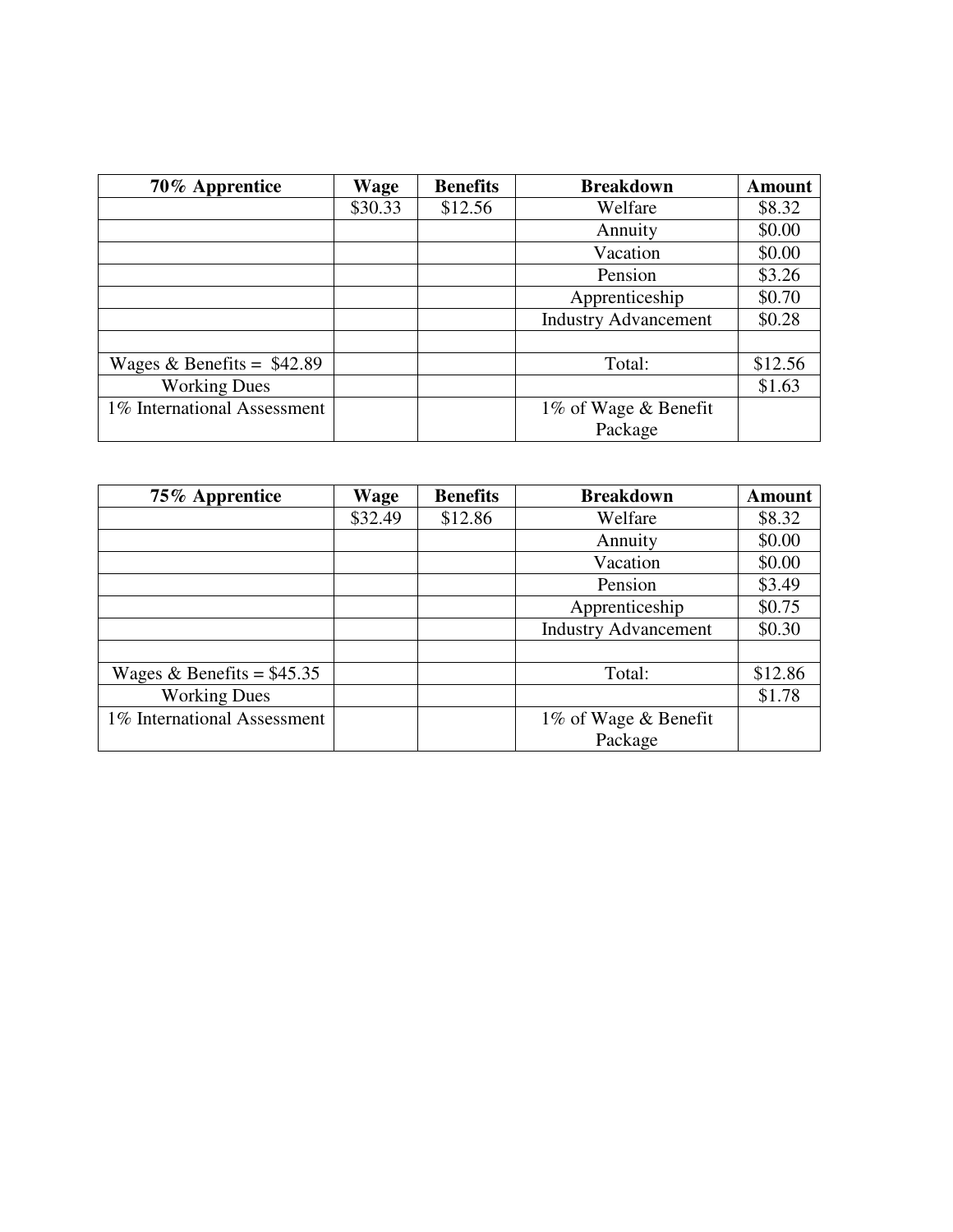| 70% Apprentice | Wage | Benefits | Breakdown | Amount |
|---|---|---|---|---|
| | $30.33 | $12.56 | Welfare | $8.32 |
| | | | Annuity | $0.00 |
| | | | Vacation | $0.00 |
| | | | Pension | $3.26 |
| | | | Apprenticeship | $0.70 |
| | | | Industry Advancement | $0.28 |
| | | | | |
| Wages & Benefits = $42.89 | | | Total: | $12.56 |
| Working Dues | | | | $1.63 |
| 1% International Assessment | | | 1% of Wage & Benefit Package | |

| 75% Apprentice | Wage | Benefits | Breakdown | Amount |
|---|---|---|---|---|
| | $32.49 | $12.86 | Welfare | $8.32 |
| | | | Annuity | $0.00 |
| | | | Vacation | $0.00 |
| | | | Pension | $3.49 |
| | | | Apprenticeship | $0.75 |
| | | | Industry Advancement | $0.30 |
| | | | | |
| Wages & Benefits = $45.35 | | | Total: | $12.86 |
| Working Dues | | | | $1.78 |
| 1% International Assessment | | | 1% of Wage & Benefit Package | |